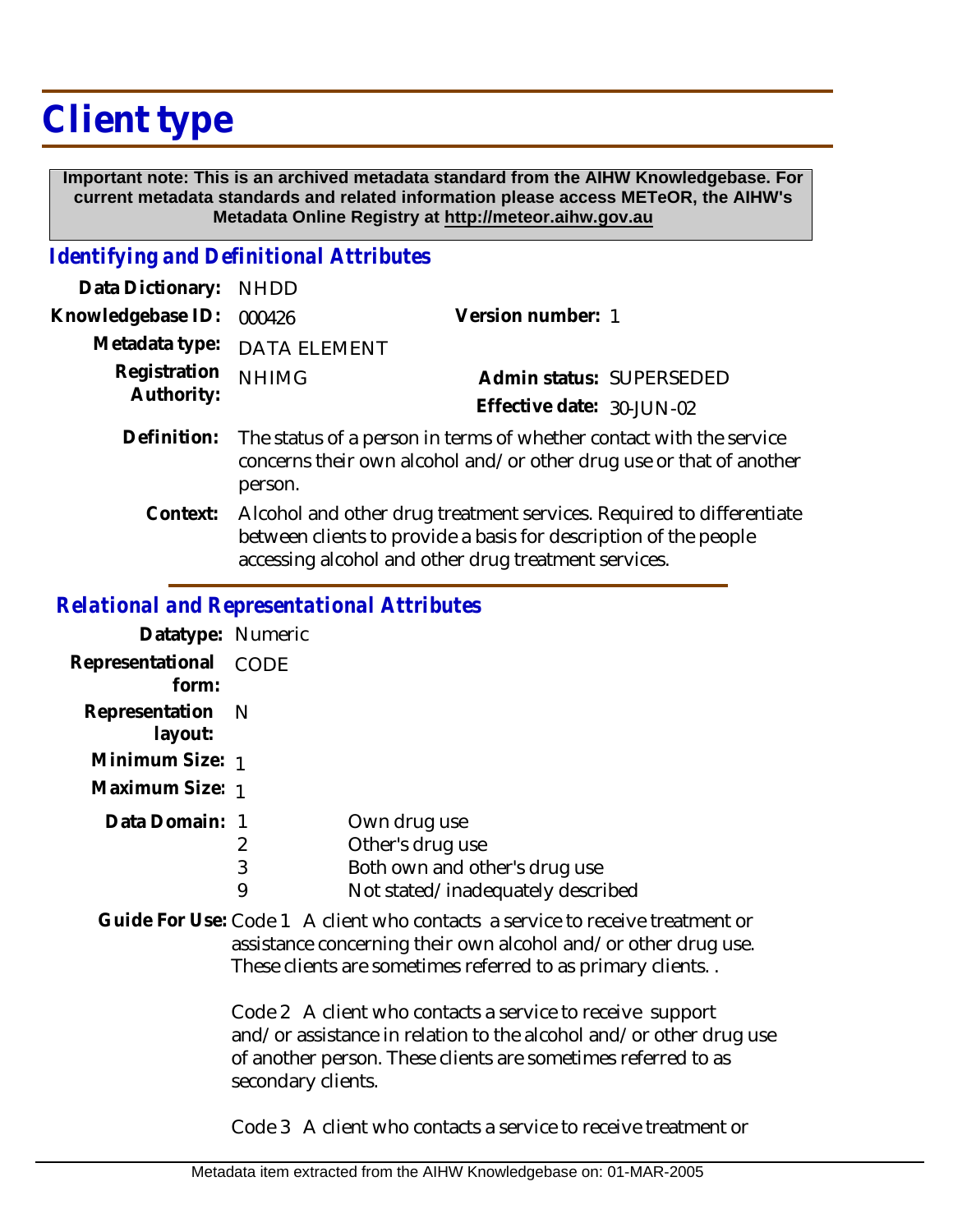# Client type

**Important note: This is an archived metadata standard from the AIHW Knowledgebase. For current metadata standards and related information please access METeOR, the AIHW's Metadata Online Registry at http://meteor.aihw.gov.au**

## *Identifying and Definitional Attributes*

**Data Dictionary:** NHDD

**Knowledgebase ID:** 000426

**Version number:** 1

**Metadata type:** DATA ELEMENT

**Registration Authority:** NHIMG

**Admin status:** SUPERSEDED

**Effective date:** 30-JUN-02

**Definition:** The status of a person in terms of whether contact with the service concerns their own alcohol and/or other drug use or that of another person.

**Context:** Alcohol and other drug treatment services. Required to differentiate between clients to provide a basis for description of the people accessing alcohol and other drug treatment services.

## *Relational and Representational Attributes*

**Datatype:** Numeric

**Representational form:** CODE

**Representation layout:** N

**Minimum Size:** 1

**Maximum Size:** 1

**Data Domain:**

| Code | Description |
|---|---|
| 1 | Own drug use |
| 2 | Other's drug use |
| 3 | Both own and other's drug use |
| 9 | Not stated/inadequately described |

**Guide For Use:** Code 1 A client who contacts a service to receive treatment or assistance concerning their own alcohol and/or other drug use. These clients are sometimes referred to as primary clients. .

Code 2 A client who contacts a service to receive support and/or assistance in relation to the alcohol and/or other drug use of another person. These clients are sometimes referred to as secondary clients.

Code 3 A client who contacts a service to receive treatment or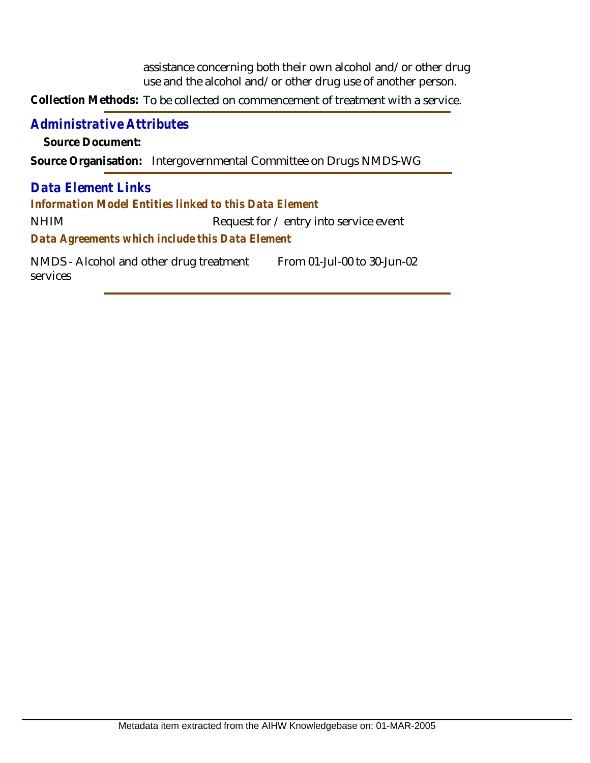assistance concerning both their own alcohol and/or other drug use and the alcohol and/or other drug use of another person.

**Collection Methods:** To be collected on commencement of treatment with a service.

## Administrative Attributes

**Source Document:**

**Source Organisation:** Intergovernmental Committee on Drugs NMDS-WG

## Data Element Links

### Information Model Entities linked to this Data Element

NHIM — Request for / entry into service event

### Data Agreements which include this Data Element

NMDS - Alcohol and other drug treatment services — From 01-Jul-00 to 30-Jun-02